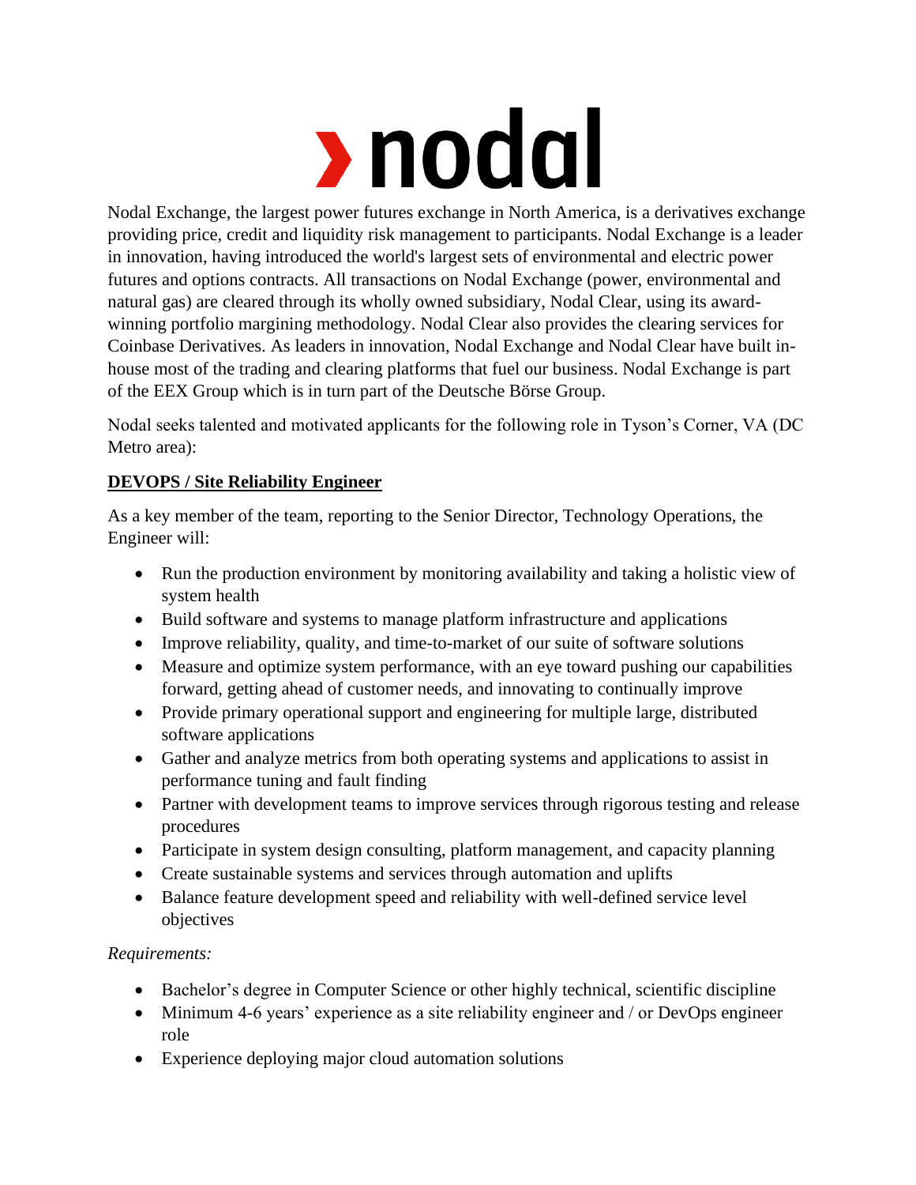# › nodal

Nodal Exchange, the largest power futures exchange in North America, is a derivatives exchange providing price, credit and liquidity risk management to participants. Nodal Exchange is a leader in innovation, having introduced the world's largest sets of environmental and electric power futures and options contracts. All transactions on Nodal Exchange (power, environmental and natural gas) are cleared through its wholly owned subsidiary, Nodal Clear, using its award-winning portfolio margining methodology. Nodal Clear also provides the clearing services for Coinbase Derivatives. As leaders in innovation, Nodal Exchange and Nodal Clear have built in-house most of the trading and clearing platforms that fuel our business. Nodal Exchange is part of the EEX Group which is in turn part of the Deutsche Börse Group.

Nodal seeks talented and motivated applicants for the following role in Tyson's Corner, VA (DC Metro area):

## DEVOPS / Site Reliability Engineer

As a key member of the team, reporting to the Senior Director, Technology Operations, the Engineer will:

- Run the production environment by monitoring availability and taking a holistic view of system health
- Build software and systems to manage platform infrastructure and applications
- Improve reliability, quality, and time-to-market of our suite of software solutions
- Measure and optimize system performance, with an eye toward pushing our capabilities forward, getting ahead of customer needs, and innovating to continually improve
- Provide primary operational support and engineering for multiple large, distributed software applications
- Gather and analyze metrics from both operating systems and applications to assist in performance tuning and fault finding
- Partner with development teams to improve services through rigorous testing and release procedures
- Participate in system design consulting, platform management, and capacity planning
- Create sustainable systems and services through automation and uplifts
- Balance feature development speed and reliability with well-defined service level objectives

*Requirements:*

- Bachelor's degree in Computer Science or other highly technical, scientific discipline
- Minimum 4-6 years' experience as a site reliability engineer and / or DevOps engineer role
- Experience deploying major cloud automation solutions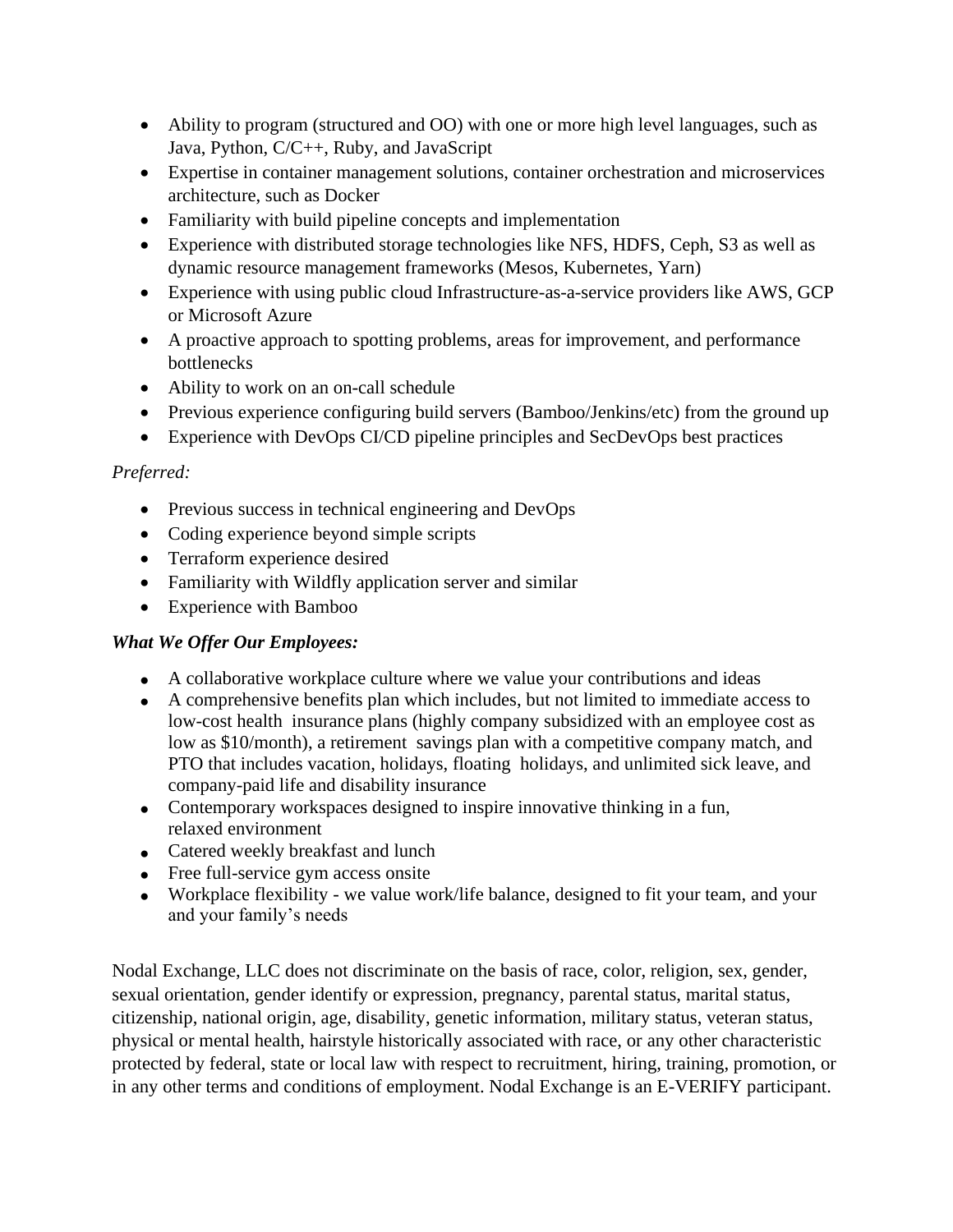- Ability to program (structured and OO) with one or more high level languages, such as Java, Python, C/C++, Ruby, and JavaScript
- Expertise in container management solutions, container orchestration and microservices architecture, such as Docker
- Familiarity with build pipeline concepts and implementation
- Experience with distributed storage technologies like NFS, HDFS, Ceph, S3 as well as dynamic resource management frameworks (Mesos, Kubernetes, Yarn)
- Experience with using public cloud Infrastructure-as-a-service providers like AWS, GCP or Microsoft Azure
- A proactive approach to spotting problems, areas for improvement, and performance bottlenecks
- Ability to work on an on-call schedule
- Previous experience configuring build servers (Bamboo/Jenkins/etc) from the ground up
- Experience with DevOps CI/CD pipeline principles and SecDevOps best practices

*Preferred:*

- Previous success in technical engineering and DevOps
- Coding experience beyond simple scripts
- Terraform experience desired
- Familiarity with Wildfly application server and similar
- Experience with Bamboo

***What We Offer Our Employees:***

- A collaborative workplace culture where we value your contributions and ideas
- A comprehensive benefits plan which includes, but not limited to immediate access to low-cost health insurance plans (highly company subsidized with an employee cost as low as $10/month), a retirement savings plan with a competitive company match, and PTO that includes vacation, holidays, floating holidays, and unlimited sick leave, and company-paid life and disability insurance
- Contemporary workspaces designed to inspire innovative thinking in a fun, relaxed environment
- Catered weekly breakfast and lunch
- Free full-service gym access onsite
- Workplace flexibility - we value work/life balance, designed to fit your team, and your and your family's needs

Nodal Exchange, LLC does not discriminate on the basis of race, color, religion, sex, gender, sexual orientation, gender identify or expression, pregnancy, parental status, marital status, citizenship, national origin, age, disability, genetic information, military status, veteran status, physical or mental health, hairstyle historically associated with race, or any other characteristic protected by federal, state or local law with respect to recruitment, hiring, training, promotion, or in any other terms and conditions of employment. Nodal Exchange is an E-VERIFY participant.